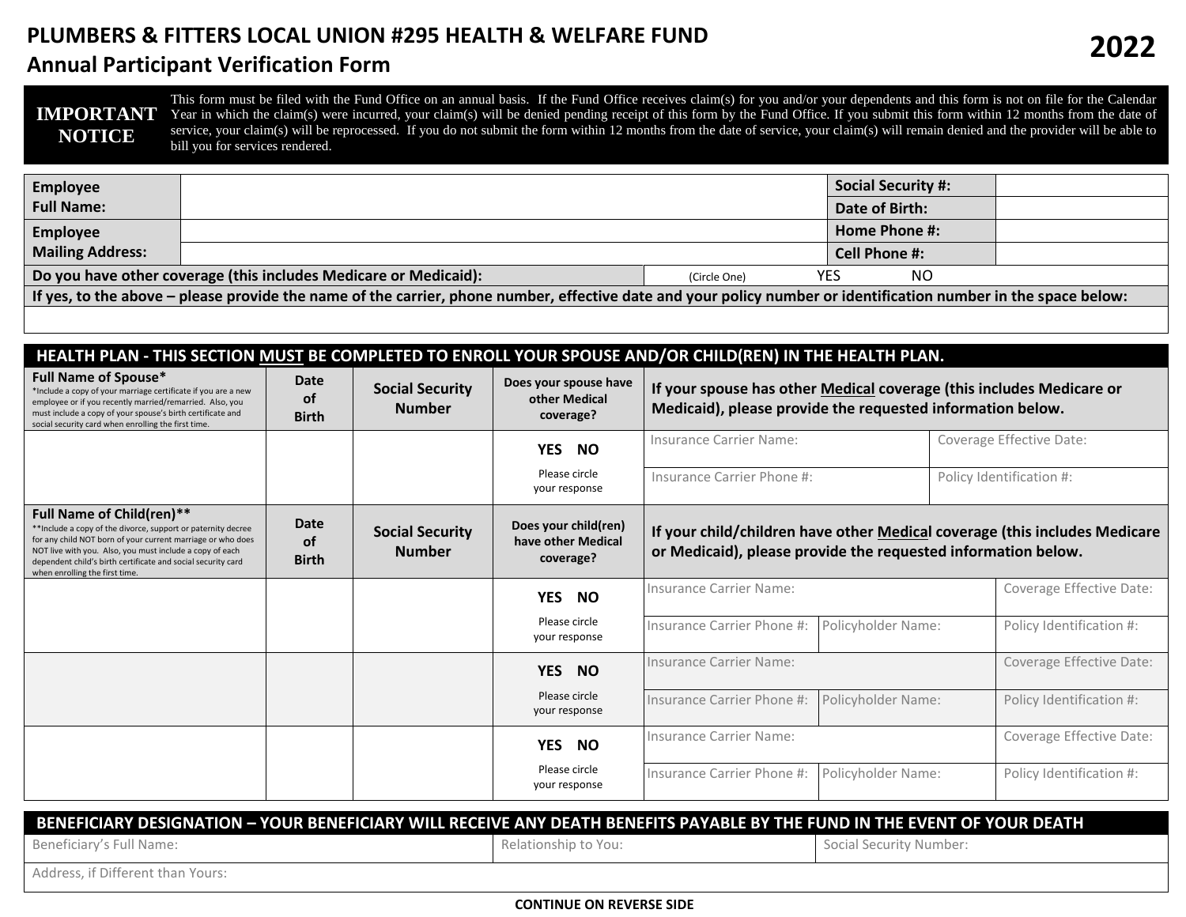# PLUMBERS & FITTERS LOCAL UNION #295 HEALTH & WELFARE FUND

## Annual Participant Verification Form

**2022**

**IMPORTANT NOTICE**

This form must be filed with the Fund Office on an annual basis. If the Fund Office receives claim(s) for you and/or your dependents and this form is not on file for the Calendar Year in which the claim(s) were incurred, your claim(s) will be denied pending receipt of this form by the Fund Office. If you submit this form within 12 months from the date of service, your claim(s) will be reprocessed. If you do not submit the form within 12 months from the date of service, your claim(s) will remain denied and the provider will be able to bill you for services rendered.

| **Employee Full Name:** | | **Social Security #:** | |
|---|---|---|---|
| | | **Date of Birth:** | |
| **Employee Mailing Address:** | | **Home Phone #:** | |
| | | **Cell Phone #:** | |
| **Do you have other coverage (this includes Medicare or Medicaid):** | (Circle One) YES NO | | |
| **If yes, to the above – please provide the name of the carrier, phone number, effective date and your policy number or identification number in the space below:** | | | |
| | | | |

### HEALTH PLAN - THIS SECTION MUST BE COMPLETED TO ENROLL YOUR SPOUSE AND/OR CHILD(REN) IN THE HEALTH PLAN.

| **Full Name of Spouse*** *Include a copy of your marriage certificate if you are a new employee or if you recently married/remarried. Also, you must include a copy of your spouse's birth certificate and social security card when enrolling the first time. | **Date of Birth** | **Social Security Number** | **Does your spouse have other Medical coverage?** | **If your spouse has other Medical coverage (this includes Medicare or Medicaid), please provide the requested information below.** | |
|---|---|---|---|---|---|
| | | | **YES NO** Please circle your response | Insurance Carrier Name: | Coverage Effective Date: |
| | | | | Insurance Carrier Phone #: | Policy Identification #: |

| **Full Name of Child(ren)**** **Include a copy of the divorce, support or paternity decree for any child NOT born of your current marriage or who does NOT live with you. Also, you must include a copy of each dependent child's birth certificate and social security card when enrolling the first time. | **Date of Birth** | **Social Security Number** | **Does your child(ren) have other Medical coverage?** | **If your child/children have other Medical coverage (this includes Medicare or Medicaid), please provide the requested information below.** | | |
|---|---|---|---|---|---|---|
| | | | **YES NO** Please circle your response | Insurance Carrier Name: | | Coverage Effective Date: |
| | | | | Insurance Carrier Phone #: | Policyholder Name: | Policy Identification #: |
| | | | **YES NO** Please circle your response | Insurance Carrier Name: | | Coverage Effective Date: |
| | | | | Insurance Carrier Phone #: | Policyholder Name: | Policy Identification #: |
| | | | **YES NO** Please circle your response | Insurance Carrier Name: | | Coverage Effective Date: |
| | | | | Insurance Carrier Phone #: | Policyholder Name: | Policy Identification #: |

### BENEFICIARY DESIGNATION – YOUR BENEFICIARY WILL RECEIVE ANY DEATH BENEFITS PAYABLE BY THE FUND IN THE EVENT OF YOUR DEATH

| Beneficiary's Full Name: | Relationship to You: | Social Security Number: |
|---|---|---|
| Address, if Different than Yours: | | |

**CONTINUE ON REVERSE SIDE**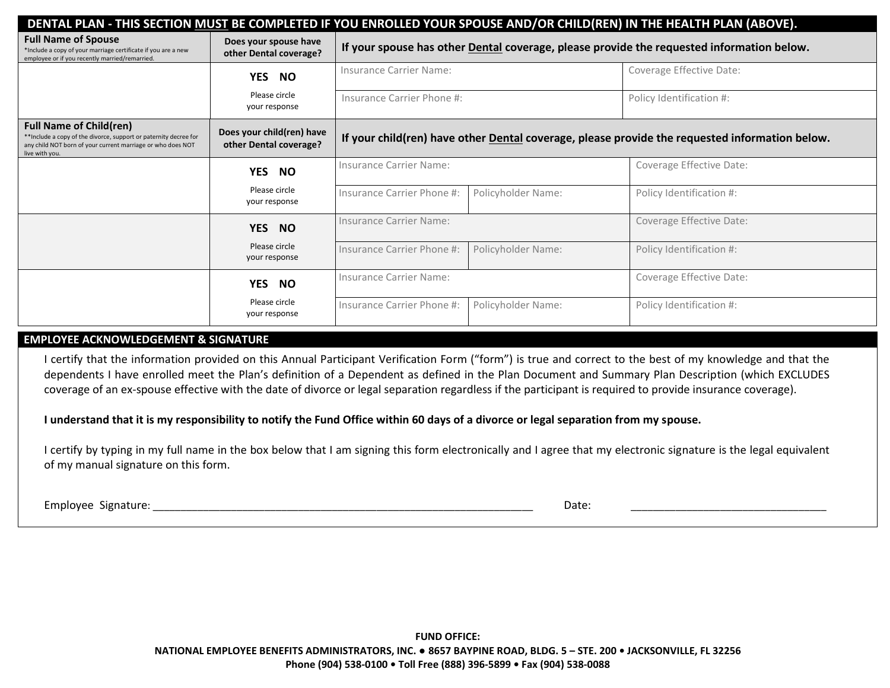## DENTAL PLAN - THIS SECTION MUST BE COMPLETED IF YOU ENROLLED YOUR SPOUSE AND/OR CHILD(REN) IN THE HEALTH PLAN (ABOVE).

| **Full Name of Spouse** *Include a copy of your marriage certificate if you are a new employee or if you recently married/remarried. | **Does your spouse have other Dental coverage?** | **If your spouse has other Dental coverage, please provide the requested information below.** | |
|---|---|---|---|
| | **YES NO** Please circle your response | Insurance Carrier Name: | Coverage Effective Date: |
| | | Insurance Carrier Phone #: | Policy Identification #: |

| **Full Name of Child(ren)** **Include a copy of the divorce, support or paternity decree for any child NOT born of your current marriage or who does NOT live with you. | **Does your child(ren) have other Dental coverage?** | **If your child(ren) have other Dental coverage, please provide the requested information below.** | | |
|---|---|---|---|---|
| | **YES NO** Please circle your response | Insurance Carrier Name: | | Coverage Effective Date: |
| | | Insurance Carrier Phone #: | Policyholder Name: | Policy Identification #: |
| | **YES NO** Please circle your response | Insurance Carrier Name: | | Coverage Effective Date: |
| | | Insurance Carrier Phone #: | Policyholder Name: | Policy Identification #: |
| | **YES NO** Please circle your response | Insurance Carrier Name: | | Coverage Effective Date: |
| | | Insurance Carrier Phone #: | Policyholder Name: | Policy Identification #: |

## EMPLOYEE ACKNOWLEDGEMENT & SIGNATURE

I certify that the information provided on this Annual Participant Verification Form ("form") is true and correct to the best of my knowledge and that the dependents I have enrolled meet the Plan's definition of a Dependent as defined in the Plan Document and Summary Plan Description (which EXCLUDES coverage of an ex-spouse effective with the date of divorce or legal separation regardless if the participant is required to provide insurance coverage).

**I understand that it is my responsibility to notify the Fund Office within 60 days of a divorce or legal separation from my spouse.**

I certify by typing in my full name in the box below that I am signing this form electronically and I agree that my electronic signature is the legal equivalent of my manual signature on this form.

Employee Signature: ____________________________________________ Date: ______________________________

**FUND OFFICE:**
**NATIONAL EMPLOYEE BENEFITS ADMINISTRATORS, INC. ● 8657 BAYPINE ROAD, BLDG. 5 – STE. 200 • JACKSONVILLE, FL 32256**
**Phone (904) 538-0100 • Toll Free (888) 396-5899 • Fax (904) 538-0088**